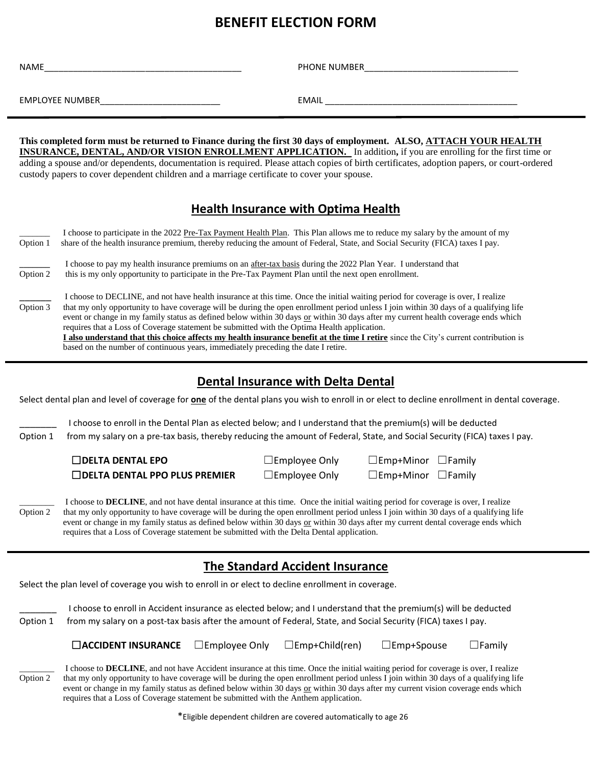# BENEFIT ELECTION FORM

NAME_________________________________________ PHONE NUMBER________________________________

EMPLOYEE NUMBER_________________________ EMAIL ________________________________________

---

**This completed form must be returned to Finance during the first 30 days of employment. ALSO, ATTACH YOUR HEALTH INSURANCE, DENTAL, AND/OR VISION ENROLLMENT APPLICATION.** In addition**,** if you are enrolling for the first time or adding a spouse and/or dependents, documentation is required. Please attach copies of birth certificates, adoption papers, or court-ordered custody papers to cover dependent children and a marriage certificate to cover your spouse.

## Health Insurance with Optima Health

_______ Option 1 — I choose to participate in the 2022 Pre-Tax Payment Health Plan. This Plan allows me to reduce my salary by the amount of my share of the health insurance premium, thereby reducing the amount of Federal, State, and Social Security (FICA) taxes I pay.

_______ Option 2 — I choose to pay my health insurance premiums on an after-tax basis during the 2022 Plan Year. I understand that this is my only opportunity to participate in the Pre-Tax Payment Plan until the next open enrollment.

_______ Option 3 — I choose to DECLINE, and not have health insurance at this time. Once the initial waiting period for coverage is over, I realize that my only opportunity to have coverage will be during the open enrollment period unless I join within 30 days of a qualifying life event or change in my family status as defined below within 30 days or within 30 days after my current health coverage ends which requires that a Loss of Coverage statement be submitted with the Optima Health application.
**I also understand that this choice affects my health insurance benefit at the time I retire** since the City's current contribution is based on the number of continuous years, immediately preceding the date I retire.

---

## Dental Insurance with Delta Dental

Select dental plan and level of coverage for **one** of the dental plans you wish to enroll in or elect to decline enrollment in dental coverage.

________ Option 1 — I choose to enroll in the Dental Plan as elected below; and I understand that the premium(s) will be deducted from my salary on a pre-tax basis, thereby reducing the amount of Federal, State, and Social Security (FICA) taxes I pay.

☐**DELTA DENTAL EPO** ☐Employee Only ☐Emp+Minor ☐Family

☐**DELTA DENTAL PPO PLUS PREMIER** ☐Employee Only ☐Emp+Minor ☐Family

________ Option 2 — I choose to **DECLINE**, and not have dental insurance at this time. Once the initial waiting period for coverage is over, I realize that my only opportunity to have coverage will be during the open enrollment period unless I join within 30 days of a qualifying life event or change in my family status as defined below within 30 days or within 30 days after my current dental coverage ends which requires that a Loss of Coverage statement be submitted with the Delta Dental application.

---

## The Standard Accident Insurance

Select the plan level of coverage you wish to enroll in or elect to decline enrollment in coverage.

________ Option 1 — I choose to enroll in Accident insurance as elected below; and I understand that the premium(s) will be deducted from my salary on a post-tax basis after the amount of Federal, State, and Social Security (FICA) taxes I pay.

☐**ACCIDENT INSURANCE** ☐Employee Only ☐Emp+Child(ren) ☐Emp+Spouse ☐Family

________ Option 2 — I choose to **DECLINE**, and not have Accident insurance at this time. Once the initial waiting period for coverage is over, I realize that my only opportunity to have coverage will be during the open enrollment period unless I join within 30 days of a qualifying life event or change in my family status as defined below within 30 days or within 30 days after my current vision coverage ends which requires that a Loss of Coverage statement be submitted with the Anthem application.

*Eligible dependent children are covered automatically to age 26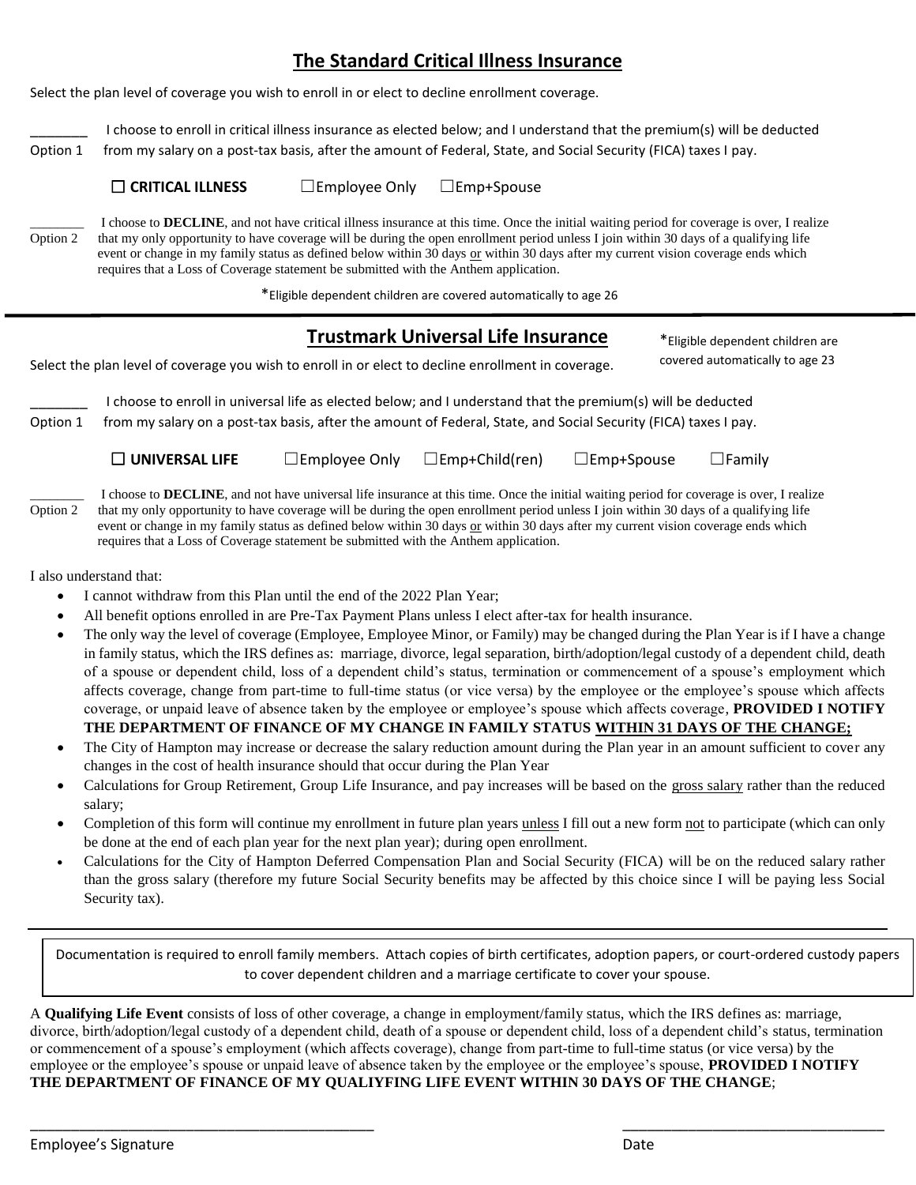## The Standard Critical Illness Insurance

Select the plan level of coverage you wish to enroll in or elect to decline enrollment coverage.

_______ Option 1 — I choose to enroll in critical illness insurance as elected below; and I understand that the premium(s) will be deducted from my salary on a post-tax basis, after the amount of Federal, State, and Social Security (FICA) taxes I pay.

☐ **CRITICAL ILLNESS** ☐Employee Only ☐Emp+Spouse

_______ Option 2 — I choose to **DECLINE**, and not have critical illness insurance at this time. Once the initial waiting period for coverage is over, I realize that my only opportunity to have coverage will be during the open enrollment period unless I join within 30 days of a qualifying life event or change in my family status as defined below within 30 days <u>or</u> within 30 days after my current vision coverage ends which requires that a Loss of Coverage statement be submitted with the Anthem application.

*Eligible dependent children are covered automatically to age 26

---

## Trustmark Universal Life Insurance

*Eligible dependent children are covered automatically to age 23

Select the plan level of coverage you wish to enroll in or elect to decline enrollment in coverage.

_______ Option 1 — I choose to enroll in universal life as elected below; and I understand that the premium(s) will be deducted from my salary on a post-tax basis, after the amount of Federal, State, and Social Security (FICA) taxes I pay.

☐ **UNIVERSAL LIFE** ☐Employee Only ☐Emp+Child(ren) ☐Emp+Spouse ☐Family

_______ Option 2 — I choose to **DECLINE**, and not have universal life insurance at this time. Once the initial waiting period for coverage is over, I realize that my only opportunity to have coverage will be during the open enrollment period unless I join within 30 days of a qualifying life event or change in my family status as defined below within 30 days <u>or</u> within 30 days after my current vision coverage ends which requires that a Loss of Coverage statement be submitted with the Anthem application.

I also understand that:

- I cannot withdraw from this Plan until the end of the 2022 Plan Year;
- All benefit options enrolled in are Pre-Tax Payment Plans unless I elect after-tax for health insurance.
- The only way the level of coverage (Employee, Employee Minor, or Family) may be changed during the Plan Year is if I have a change in family status, which the IRS defines as: marriage, divorce, legal separation, birth/adoption/legal custody of a dependent child, death of a spouse or dependent child, loss of a dependent child's status, termination or commencement of a spouse's employment which affects coverage, change from part-time to full-time status (or vice versa) by the employee or the employee's spouse which affects coverage, or unpaid leave of absence taken by the employee or employee's spouse which affects coverage, **PROVIDED I NOTIFY THE DEPARTMENT OF FINANCE OF MY CHANGE IN FAMILY STATUS <u>WITHIN 31 DAYS OF THE CHANGE</u>;**
- The City of Hampton may increase or decrease the salary reduction amount during the Plan year in an amount sufficient to cover any changes in the cost of health insurance should that occur during the Plan Year
- Calculations for Group Retirement, Group Life Insurance, and pay increases will be based on the <u>gross salary</u> rather than the reduced salary;
- Completion of this form will continue my enrollment in future plan years <u>unless</u> I fill out a new form <u>not</u> to participate (which can only be done at the end of each plan year for the next plan year); during open enrollment.
- Calculations for the City of Hampton Deferred Compensation Plan and Social Security (FICA) will be on the reduced salary rather than the gross salary (therefore my future Social Security benefits may be affected by this choice since I will be paying less Social Security tax).

---

Documentation is required to enroll family members. Attach copies of birth certificates, adoption papers, or court-ordered custody papers to cover dependent children and a marriage certificate to cover your spouse.

A **Qualifying Life Event** consists of loss of other coverage, a change in employment/family status, which the IRS defines as: marriage, divorce, birth/adoption/legal custody of a dependent child, death of a spouse or dependent child, loss of a dependent child's status, termination or commencement of a spouse's employment (which affects coverage), change from part-time to full-time status (or vice versa) by the employee or the employee's spouse or unpaid leave of absence taken by the employee or the employee's spouse, **PROVIDED I NOTIFY THE DEPARTMENT OF FINANCE OF MY QUALIYFING LIFE EVENT WITHIN 30 DAYS OF THE CHANGE**;

_____________________________________________ Employee's Signature

_________________________________ Date